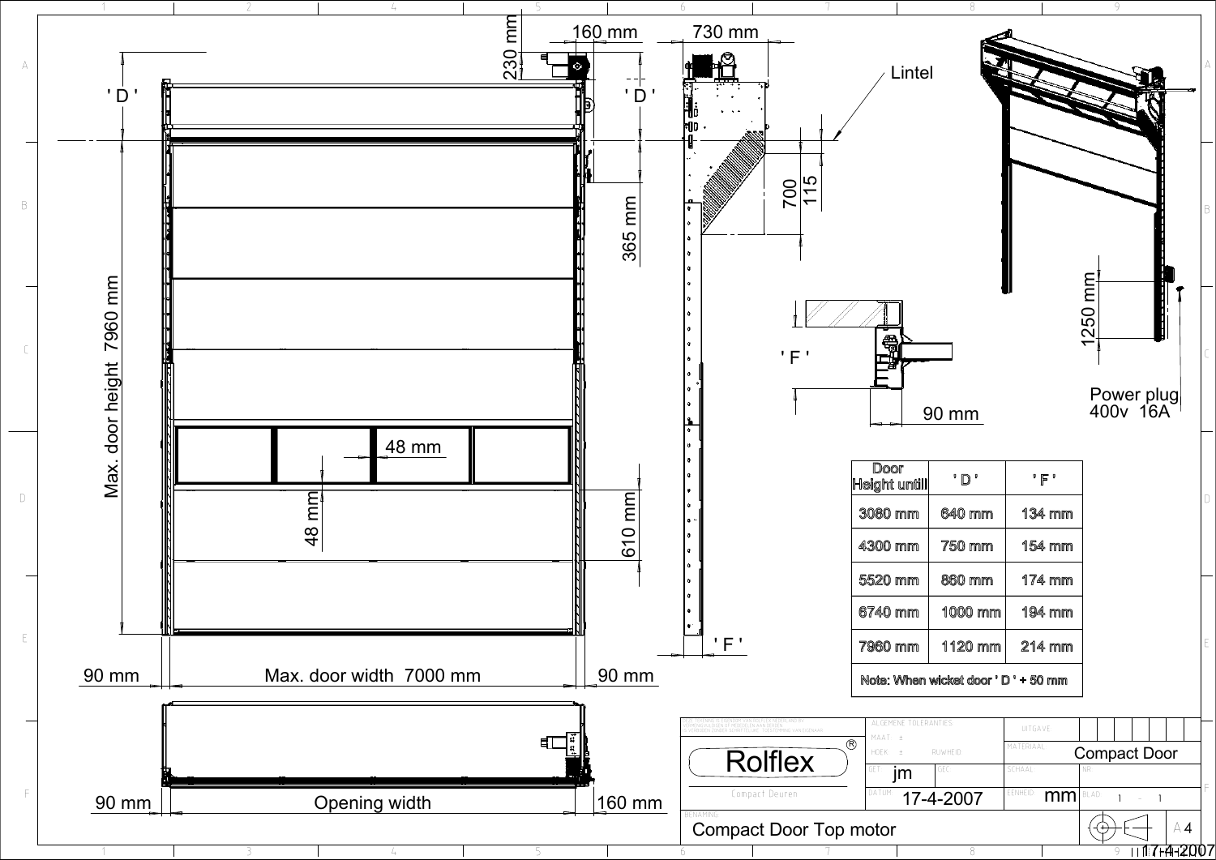230 mm
160 mm
730 mm
' D '
' D '
Lintel
700
115
365 mm
Max. door height 7960 mm
48 mm
48 mm
610 mm
1250 mm
' F '
90 mm
Power plug
400v 16A
' F '
90 mm
Max. door width 7000 mm
90 mm
90 mm
Opening width
160 mm

| Door Height untill | ' D ' | ' F ' |
|---|---|---|
| 3080 mm | 640 mm | 134 mm |
| 4300 mm | 750 mm | 154 mm |
| 5520 mm | 860 mm | 174 mm |
| 6740 mm | 1000 mm | 194 mm |
| 7960 mm | 1120 mm | 214 mm |
| Note: When wicket door ' D ' + 50 mm | | |

Rolflex®
Compact Deuren

| | | | |
|---|---|---|---|
| ALGEMENE TOLERANTIES | | UITGAVE | |
| MAAT ± | | MATERIAAL | Compact Door |
| HOEK ± | RUWHEID | | |
| GET jm | GEC | SCHAAL | NR |
| DATUM 17-4-2007 | | EENHEID mm | BLAD 1 - 1 |

BENAMING
Compact Door Top motor

A4

17-4-2007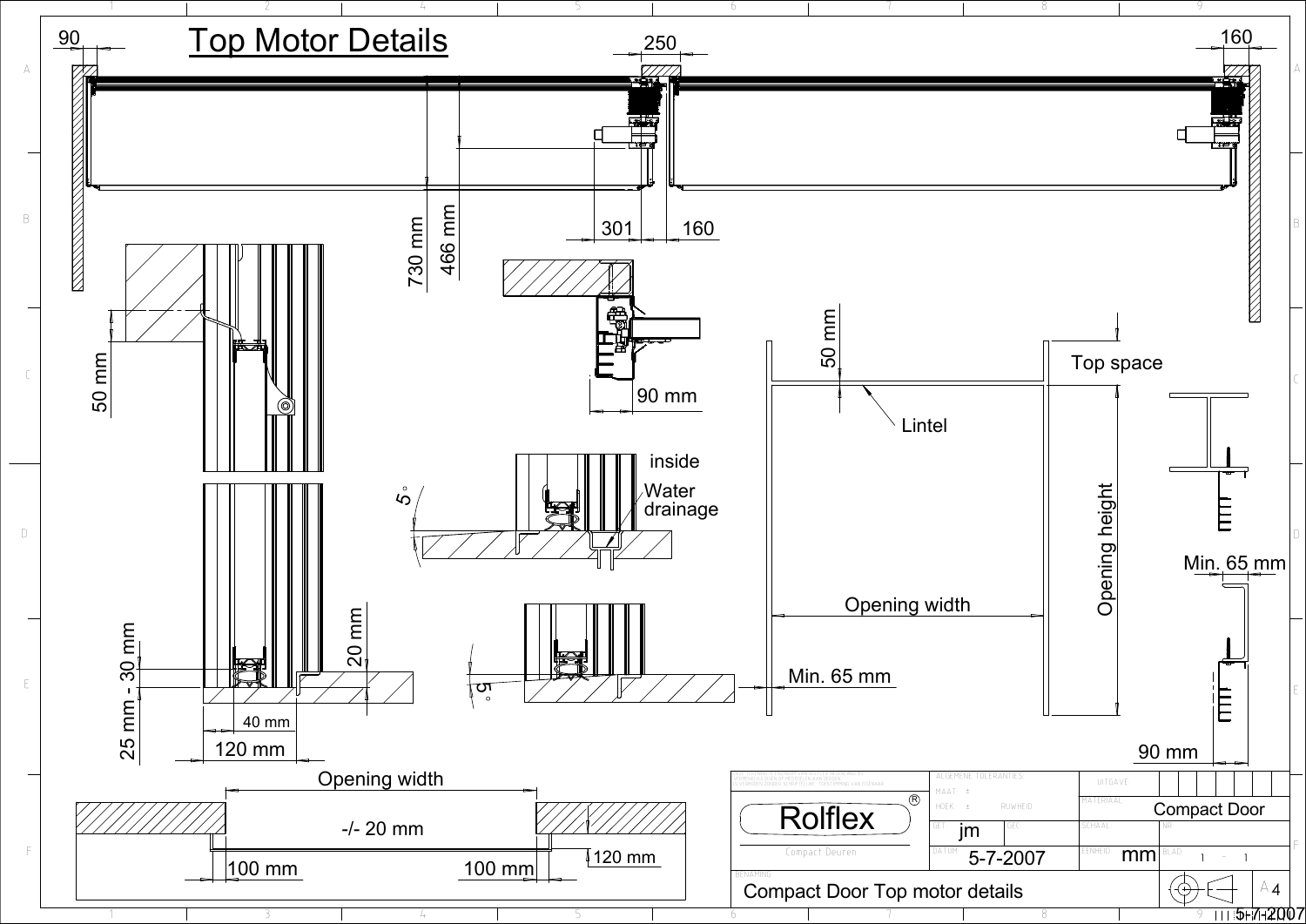# Top Motor Details

90

250

160

730 mm

466 mm

301

160

50 mm

90 mm

50 mm

Top space

Lintel

inside

Water drainage

5°

Opening height

Min. 65 mm

Opening width

20 mm

25 mm - 30 mm

Min. 65 mm

5°

40 mm

120 mm

90 mm

Opening width

-/- 20 mm

100 mm

100 mm

120 mm

| | | | |
|---|---|---|---|
| Rolflex® Compact Deuren | GET jm | MATERIAAL Compact Door | |
| | DATUM 5-7-2007 | EENHEID mm | BLAD 1 - 1 |
| BENAMING Compact Door Top motor details | | | A4 |

5-7-2007